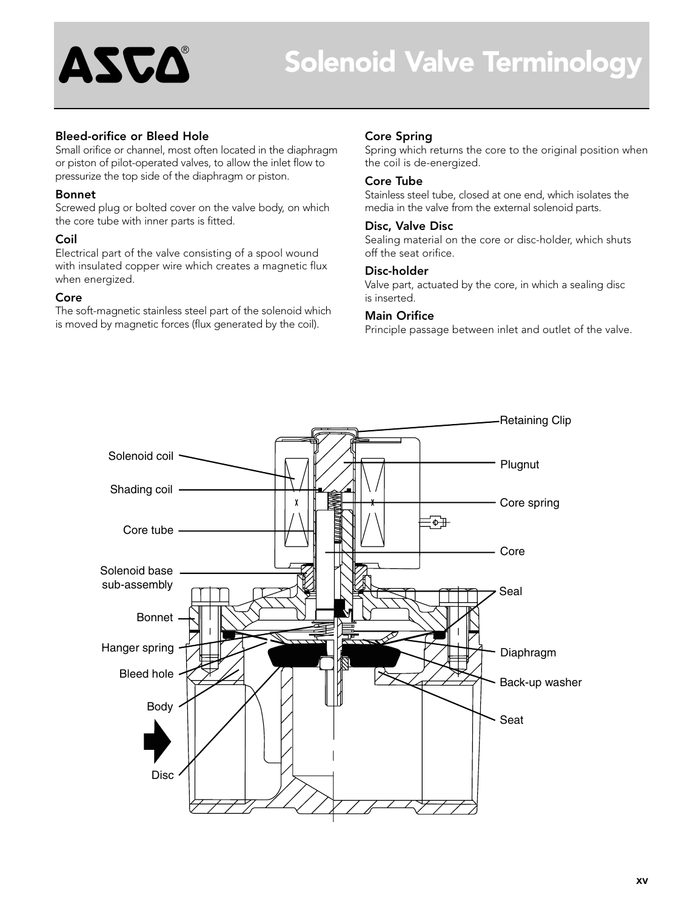# Solenoid Valve Terminology

### Bleed-orifice or Bleed Hole
Small orifice or channel, most often located in the diaphragm or piston of pilot-operated valves, to allow the inlet flow to pressurize the top side of the diaphragm or piston.

### Bonnet
Screwed plug or bolted cover on the valve body, on which the core tube with inner parts is fitted.

### Coil
Electrical part of the valve consisting of a spool wound with insulated copper wire which creates a magnetic flux when energized.

### Core
The soft-magnetic stainless steel part of the solenoid which is moved by magnetic forces (flux generated by the coil).

### Core Spring
Spring which returns the core to the original position when the coil is de-energized.

### Core Tube
Stainless steel tube, closed at one end, which isolates the media in the valve from the external solenoid parts.

### Disc, Valve Disc
Sealing material on the core or disc-holder, which shuts off the seat orifice.

### Disc-holder
Valve part, actuated by the core, in which a sealing disc is inserted.

### Main Orifice
Principle passage between inlet and outlet of the valve.

Retaining Clip

Solenoid coil

Plugnut

Shading coil

Core spring

Core tube

Core

Solenoid base sub-assembly

Seal

Bonnet

Hanger spring

Diaphragm

Bleed hole

Back-up washer

Body

Seat

Disc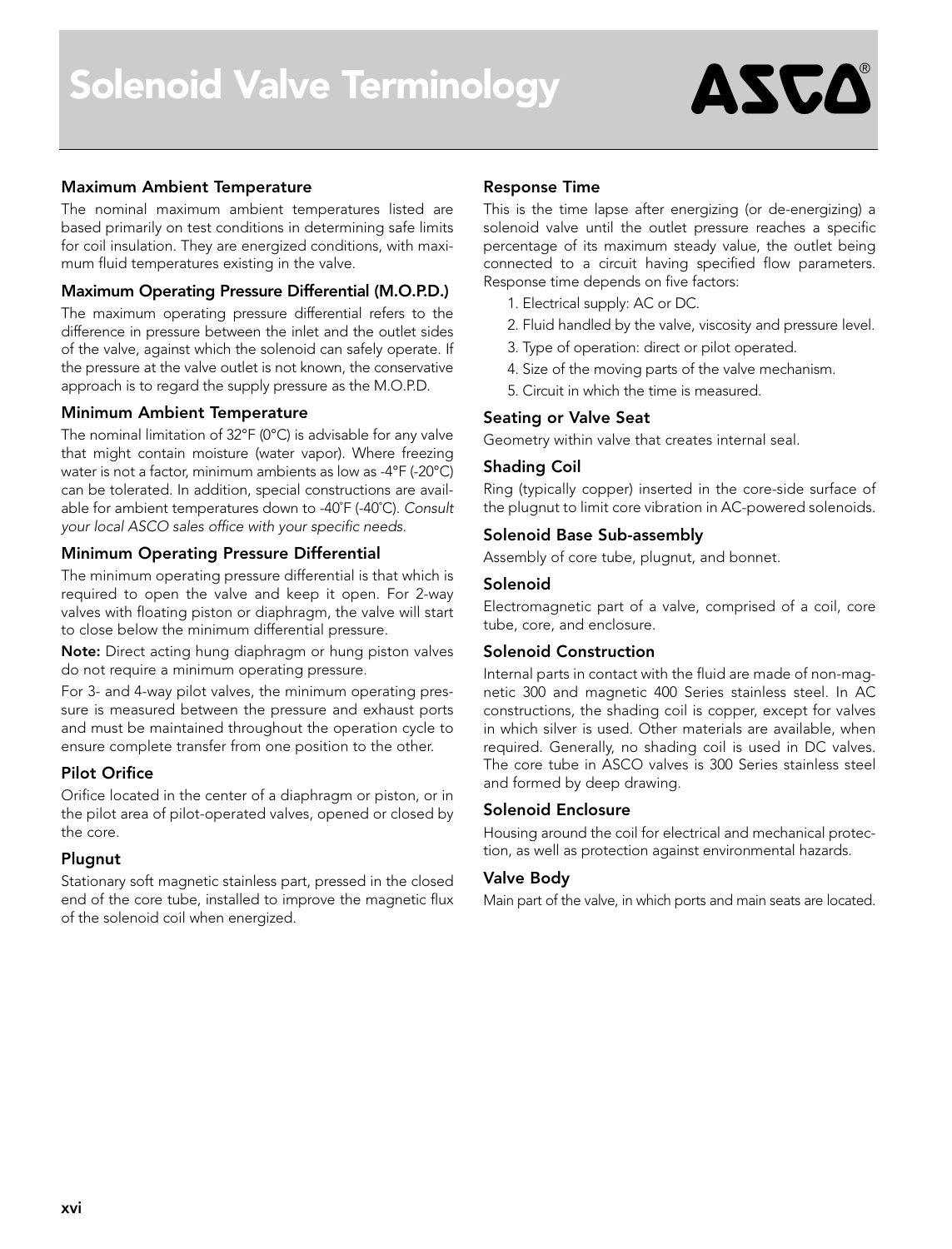# Solenoid Valve Terminology

### Maximum Ambient Temperature

The nominal maximum ambient temperatures listed are based primarily on test conditions in determining safe limits for coil insulation. They are energized conditions, with maximum fluid temperatures existing in the valve.

### Maximum Operating Pressure Differential (M.O.P.D.)

The maximum operating pressure differential refers to the difference in pressure between the inlet and the outlet sides of the valve, against which the solenoid can safely operate. If the pressure at the valve outlet is not known, the conservative approach is to regard the supply pressure as the M.O.P.D.

### Minimum Ambient Temperature

The nominal limitation of 32°F (0°C) is advisable for any valve that might contain moisture (water vapor). Where freezing water is not a factor, minimum ambients as low as -4°F (-20°C) can be tolerated. In addition, special constructions are available for ambient temperatures down to -40˚F (-40˚C). *Consult your local ASCO sales office with your specific needs.*

### Minimum Operating Pressure Differential

The minimum operating pressure differential is that which is required to open the valve and keep it open. For 2-way valves with floating piston or diaphragm, the valve will start to close below the minimum differential pressure.

**Note:** Direct acting hung diaphragm or hung piston valves do not require a minimum operating pressure.

For 3- and 4-way pilot valves, the minimum operating pressure is measured between the pressure and exhaust ports and must be maintained throughout the operation cycle to ensure complete transfer from one position to the other.

### Pilot Orifice

Orifice located in the center of a diaphragm or piston, or in the pilot area of pilot-operated valves, opened or closed by the core.

### Plugnut

Stationary soft magnetic stainless part, pressed in the closed end of the core tube, installed to improve the magnetic flux of the solenoid coil when energized.

### Response Time

This is the time lapse after energizing (or de-energizing) a solenoid valve until the outlet pressure reaches a specific percentage of its maximum steady value, the outlet being connected to a circuit having specified flow parameters. Response time depends on five factors:

1. Electrical supply: AC or DC.
2. Fluid handled by the valve, viscosity and pressure level.
3. Type of operation: direct or pilot operated.
4. Size of the moving parts of the valve mechanism.
5. Circuit in which the time is measured.

### Seating or Valve Seat

Geometry within valve that creates internal seal.

### Shading Coil

Ring (typically copper) inserted in the core-side surface of the plugnut to limit core vibration in AC-powered solenoids.

### Solenoid Base Sub-assembly

Assembly of core tube, plugnut, and bonnet.

### Solenoid

Electromagnetic part of a valve, comprised of a coil, core tube, core, and enclosure.

### Solenoid Construction

Internal parts in contact with the fluid are made of non-magnetic 300 and magnetic 400 Series stainless steel. In AC constructions, the shading coil is copper, except for valves in which silver is used. Other materials are available, when required. Generally, no shading coil is used in DC valves. The core tube in ASCO valves is 300 Series stainless steel and formed by deep drawing.

### Solenoid Enclosure

Housing around the coil for electrical and mechanical protection, as well as protection against environmental hazards.

### Valve Body

Main part of the valve, in which ports and main seats are located.